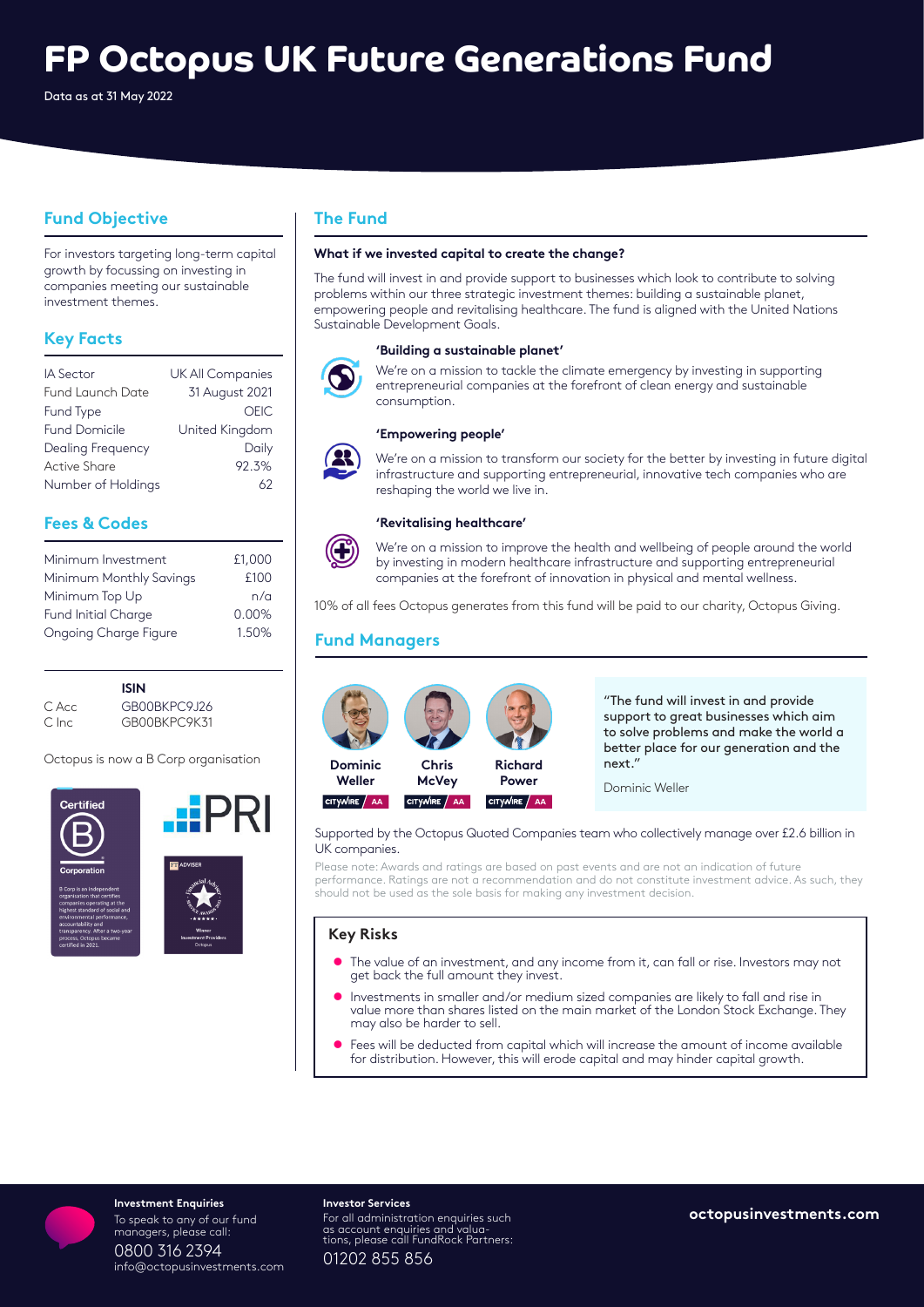# FP Octopus UK Future Generations Fund

Data as at 31 May 2022

## Fund Objective

For investors targeting long-term capital growth by focussing on investing in companies meeting our sustainable investment themes.

## Key Facts

| | |
|---|---|
| IA Sector | UK All Companies |
| Fund Launch Date | 31 August 2021 |
| Fund Type | OEIC |
| Fund Domicile | United Kingdom |
| Dealing Frequency | Daily |
| Active Share | 92.3% |
| Number of Holdings | 62 |

## Fees & Codes

| | |
|---|---|
| Minimum Investment | £1,000 |
| Minimum Monthly Savings | £100 |
| Minimum Top Up | n/a |
| Fund Initial Charge | 0.00% |
| Ongoing Charge Figure | 1.50% |

| | ISIN |
|---|---|
| C Acc | GB00BKPC9J26 |
| C Inc | GB00BKPC9K31 |

Octopus is now a B Corp organisation

Certified B Corporation

B Corp is an independent organisation that certifies companies operating at the highest standard of social and environmental performance, accountability and transparency. After a two-year process, Octopus became certified in 2021.

PRI

FT ADVISER — Winner Investment Providers Octopus

## The Fund

**What if we invested capital to create the change?**

The fund will invest in and provide support to businesses which look to contribute to solving problems within our three strategic investment themes: building a sustainable planet, empowering people and revitalising healthcare. The fund is aligned with the United Nations Sustainable Development Goals.

**'Building a sustainable planet'**

We're on a mission to tackle the climate emergency by investing in supporting entrepreneurial companies at the forefront of clean energy and sustainable consumption.

**'Empowering people'**

We're on a mission to transform our society for the better by investing in future digital infrastructure and supporting entrepreneurial, innovative tech companies who are reshaping the world we live in.

**'Revitalising healthcare'**

We're on a mission to improve the health and wellbeing of people around the world by investing in modern healthcare infrastructure and supporting entrepreneurial companies at the forefront of innovation in physical and mental wellness.

10% of all fees Octopus generates from this fund will be paid to our charity, Octopus Giving.

## Fund Managers

**Dominic Weller** — CITYWIRE AA

**Chris McVey** — CITYWIRE AA

**Richard Power** — CITYWIRE AA

"The fund will invest in and provide support to great businesses which aim to solve problems and make the world a better place for our generation and the next."

Dominic Weller

Supported by the Octopus Quoted Companies team who collectively manage over £2.6 billion in UK companies.

Please note: Awards and ratings are based on past events and are not an indication of future performance. Ratings are not a recommendation and do not constitute investment advice. As such, they should not be used as the sole basis for making any investment decision.

### Key Risks

- The value of an investment, and any income from it, can fall or rise. Investors may not get back the full amount they invest.
- Investments in smaller and/or medium sized companies are likely to fall and rise in value more than shares listed on the main market of the London Stock Exchange. They may also be harder to sell.
- Fees will be deducted from capital which will increase the amount of income available for distribution. However, this will erode capital and may hinder capital growth.

**Investment Enquiries**

To speak to any of our fund managers, please call:

0800 316 2394

info@octopusinvestments.com

**Investor Services**

For all administration enquiries such as account enquiries and valuations, please call FundRock Partners:

01202 855 856

**octopusinvestments.com**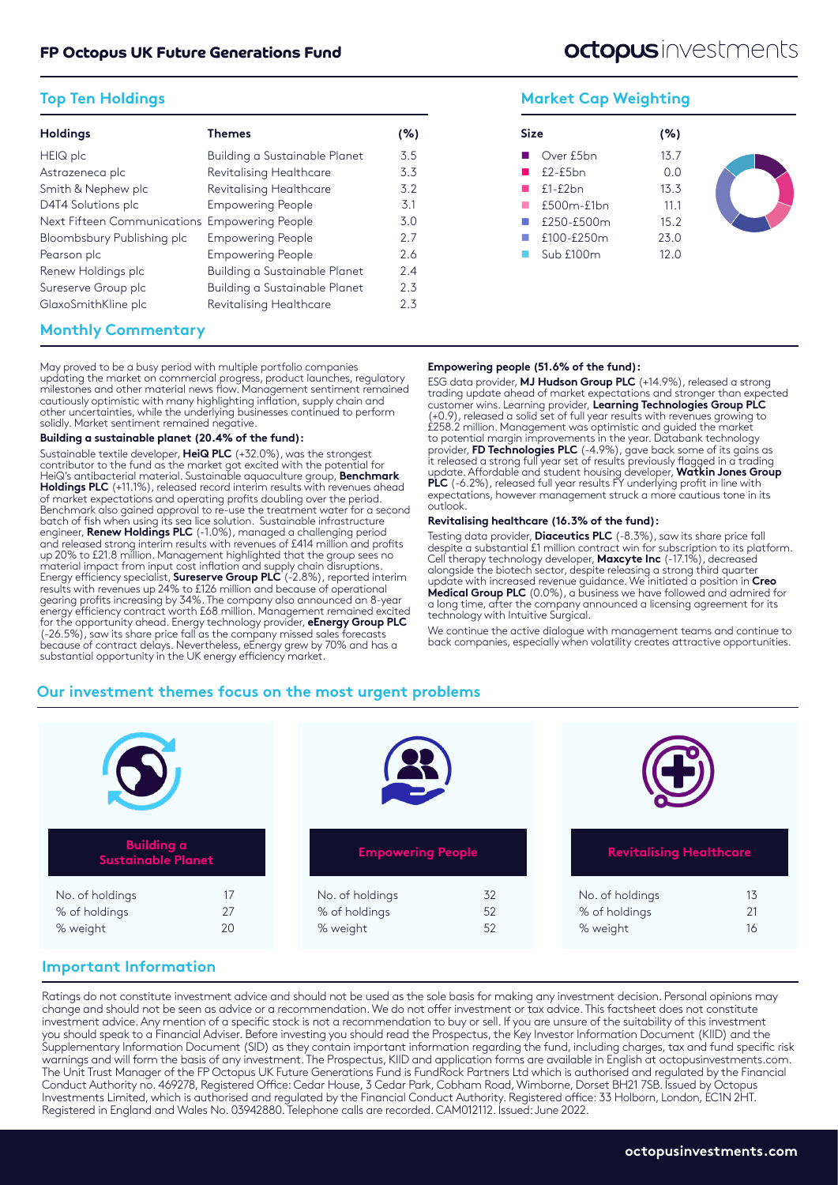## Top Ten Holdings

| Holdings | Themes | (%) |
|---|---|---|
| HEIQ plc | Building a Sustainable Planet | 3.5 |
| Astrazeneca plc | Revitalising Healthcare | 3.3 |
| Smith & Nephew plc | Revitalising Healthcare | 3.2 |
| D4T4 Solutions plc | Empowering People | 3.1 |
| Next Fifteen Communications | Empowering People | 3.0 |
| Bloombsbury Publishing plc | Empowering People | 2.7 |
| Pearson plc | Empowering People | 2.6 |
| Renew Holdings plc | Building a Sustainable Planet | 2.4 |
| Sureserve Group plc | Building a Sustainable Planet | 2.3 |
| GlaxoSmithKline plc | Revitalising Healthcare | 2.3 |

## Market Cap Weighting

| Size | (%) |
|---|---|
| Over £5bn | 13.7 |
| £2-£5bn | 0.0 |
| £1-£2bn | 13.3 |
| £500m-£1bn | 11.1 |
| £250-£500m | 15.2 |
| £100-£250m | 23.0 |
| Sub £100m | 12.0 |

## Monthly Commentary

May proved to be a busy period with multiple portfolio companies updating the market on commercial progress, product launches, regulatory milestones and other material news flow. Management sentiment remained cautiously optimistic with many highlighting inflation, supply chain and other uncertainties, while the underlying businesses continued to perform solidly. Market sentiment remained negative.

**Building a sustainable planet (20.4% of the fund):**

Sustainable textile developer, **HeiQ PLC** (+32.0%), was the strongest contributor to the fund as the market got excited with the potential for HeiQ's antibacterial material. Sustainable aquaculture group, **Benchmark Holdings PLC** (+11.1%), released record interim results with revenues ahead of market expectations and operating profits doubling over the period. Benchmark also gained approval to re-use the treatment water for a second batch of fish when using its sea lice solution. Sustainable infrastructure engineer, **Renew Holdings PLC** (-1.0%), managed a challenging period and released strong interim results with revenues of £414 million and profits up 20% to £21.8 million. Management highlighted that the group sees no material impact from input cost inflation and supply chain disruptions. Energy efficiency specialist, **Sureserve Group PLC** (-2.8%), reported interim results with revenues up 24% to £126 million and because of operational gearing profits increasing by 34%. The company also announced an 8-year energy efficiency contract worth £68 million. Management remained excited for the opportunity ahead. Energy technology provider, **eEnergy Group PLC** (-26.5%), saw its share price fall as the company missed sales forecasts because of contract delays. Nevertheless, eEnergy grew by 70% and has a substantial opportunity in the UK energy efficiency market.

**Empowering people (51.6% of the fund):**

ESG data provider, **MJ Hudson Group PLC** (+14.9%), released a strong trading update ahead of market expectations and stronger than expected customer wins. Learning provider, **Learning Technologies Group PLC** (+0.9), released a solid set of full year results with revenues growing to £258.2 million. Management was optimistic and guided the market to potential margin improvements in the year. Databank technology provider, **FD Technologies PLC** (-4.9%), gave back some of its gains as it released a strong full year set of results previously flagged in a trading update. Affordable and student housing developer, **Watkin Jones Group PLC** (-6.2%), released full year results FY underlying profit in line with expectations, however management struck a more cautious tone in its outlook.

**Revitalising healthcare (16.3% of the fund):**

Testing data provider, **Diaceutics PLC** (-8.3%), saw its share price fall despite a substantial £1 million contract win for subscription to its platform. Cell therapy technology developer, **Maxcyte Inc** (-17.1%), decreased alongside the biotech sector, despite releasing a strong third quarter update with increased revenue guidance. We initiated a position in **Creo Medical Group PLC** (0.0%), a business we have followed and admired for a long time, after the company announced a licensing agreement for its technology with Intuitive Surgical.

We continue the active dialogue with management teams and continue to back companies, especially when volatility creates attractive opportunities.

## Our investment themes focus on the most urgent problems

**Building a Sustainable Planet**

| | |
|---|---|
| No. of holdings | 17 |
| % of holdings | 27 |
| % weight | 20 |

**Empowering People**

| | |
|---|---|
| No. of holdings | 32 |
| % of holdings | 52 |
| % weight | 52 |

**Revitalising Healthcare**

| | |
|---|---|
| No. of holdings | 13 |
| % of holdings | 21 |
| % weight | 16 |

## Important Information

Ratings do not constitute investment advice and should not be used as the sole basis for making any investment decision. Personal opinions may change and should not be seen as advice or a recommendation. We do not offer investment or tax advice. This factsheet does not constitute investment advice. Any mention of a specific stock is not a recommendation to buy or sell. If you are unsure of the suitability of this investment you should speak to a Financial Adviser. Before investing you should read the Prospectus, the Key Investor Information Document (KIID) and the Supplementary Information Document (SID) as they contain important information regarding the fund, including charges, tax and fund specific risk warnings and will form the basis of any investment. The Prospectus, KIID and application forms are available in English at octopusinvestments.com. The Unit Trust Manager of the FP Octopus UK Future Generations Fund is FundRock Partners Ltd which is authorised and regulated by the Financial Conduct Authority no. 469278, Registered Office: Cedar House, 3 Cedar Park, Cobham Road, Wimborne, Dorset BH21 7SB. Issued by Octopus Investments Limited, which is authorised and regulated by the Financial Conduct Authority. Registered office: 33 Holborn, London, EC1N 2HT. Registered in England and Wales No. 03942880. Telephone calls are recorded. CAM012112. Issued: June 2022.